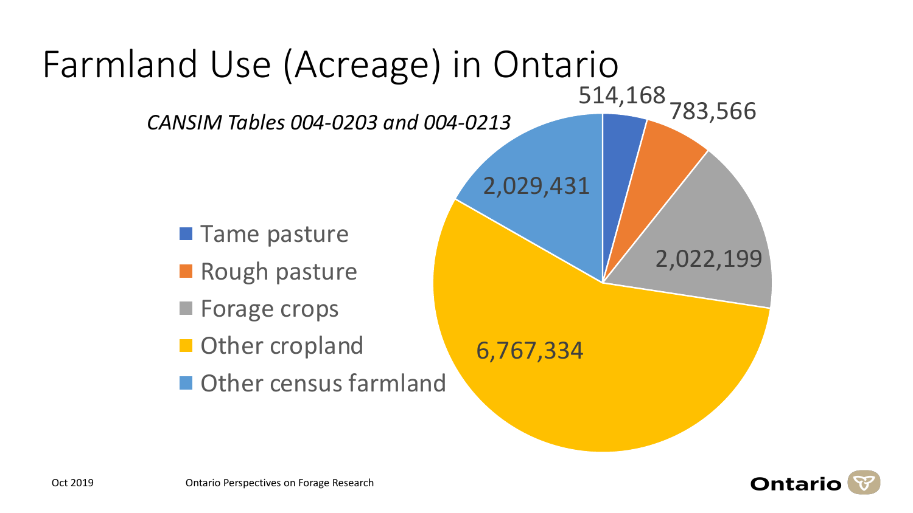# Farmland Use (Acreage) in Ontario

*CANSIM Tables 004-0203 and 004-0213*

| Category | Acreage |
| --- | --- |
| Tame pasture | 514,168 |
| Rough pasture | 783,566 |
| Forage crops | 2,022,199 |
| Other cropland | 6,767,334 |
| Other census farmland | 2,029,431 |

Oct 2019

Ontario Perspectives on Forage Research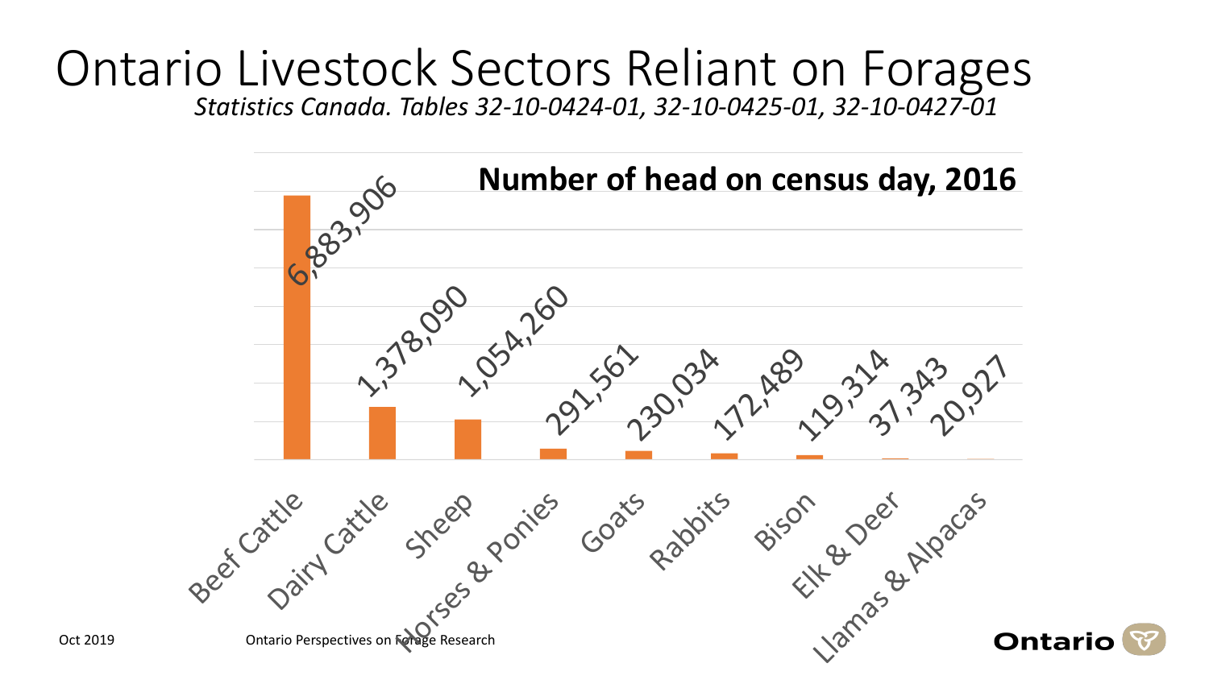# Ontario Livestock Sectors Reliant on Forages

*Statistics Canada. Tables 32-10-0424-01, 32-10-0425-01, 32-10-0427-01*

**Number of head on census day, 2016**

| Livestock | Number of head |
|---|---|
| Beef Cattle | 6,883,906 |
| Dairy Cattle | 1,378,090 |
| Sheep | 1,054,260 |
| Horses & Ponies | 291,561 |
| Goats | 230,034 |
| Rabbits | 172,489 |
| Bison | 119,314 |
| Elk & Deer | 37,343 |
| Llamas & Alpacas | 20,927 |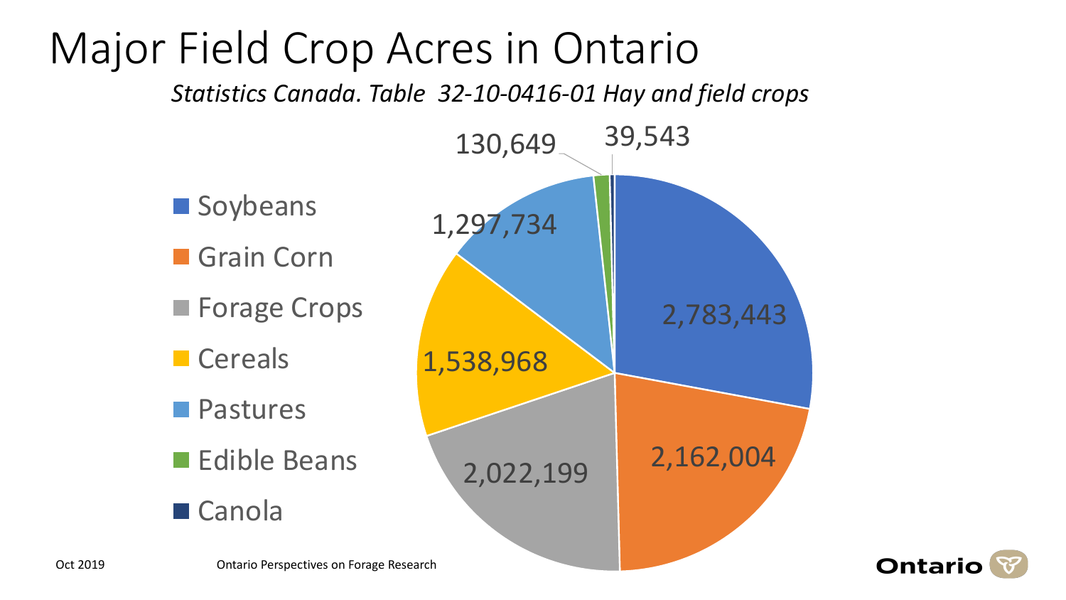# Major Field Crop Acres in Ontario

*Statistics Canada. Table 32-10-0416-01 Hay and field crops*

| Crop | Acres |
| --- | --- |
| Soybeans | 2,783,443 |
| Grain Corn | 2,162,004 |
| Forage Crops | 2,022,199 |
| Cereals | 1,538,968 |
| Pastures | 1,297,734 |
| Edible Beans | 130,649 |
| Canola | 39,543 |

Oct 2019 Ontario Perspectives on Forage Research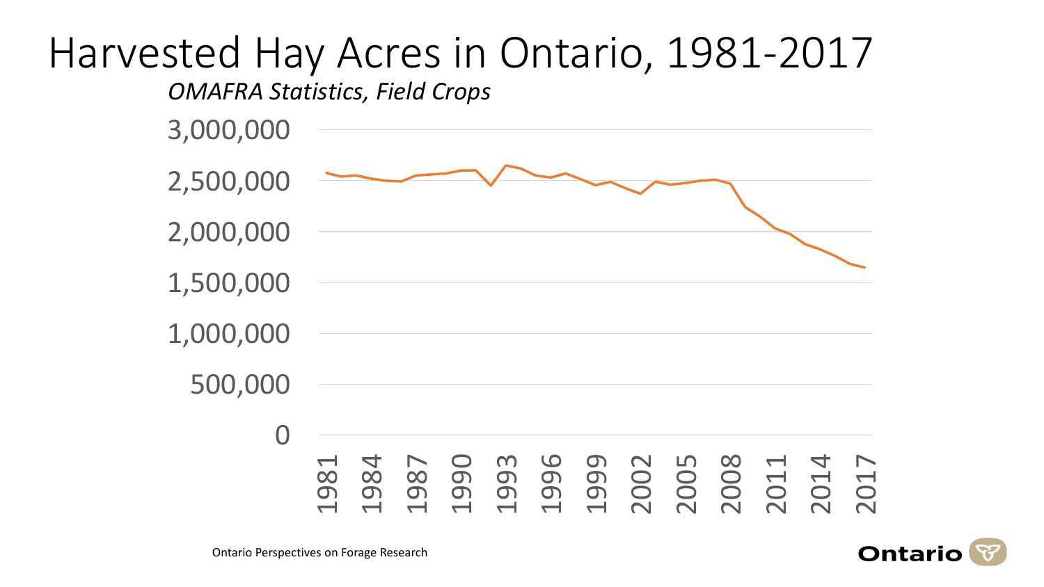# Harvested Hay Acres in Ontario, 1981-2017

*OMAFRA Statistics, Field Crops*

3,000,000
2,500,000
2,000,000
1,500,000
1,000,000
500,000
0

1981
1984
1987
1990
1993
1996
1999
2002
2005
2008
2011
2014
2017

Ontario Perspectives on Forage Research